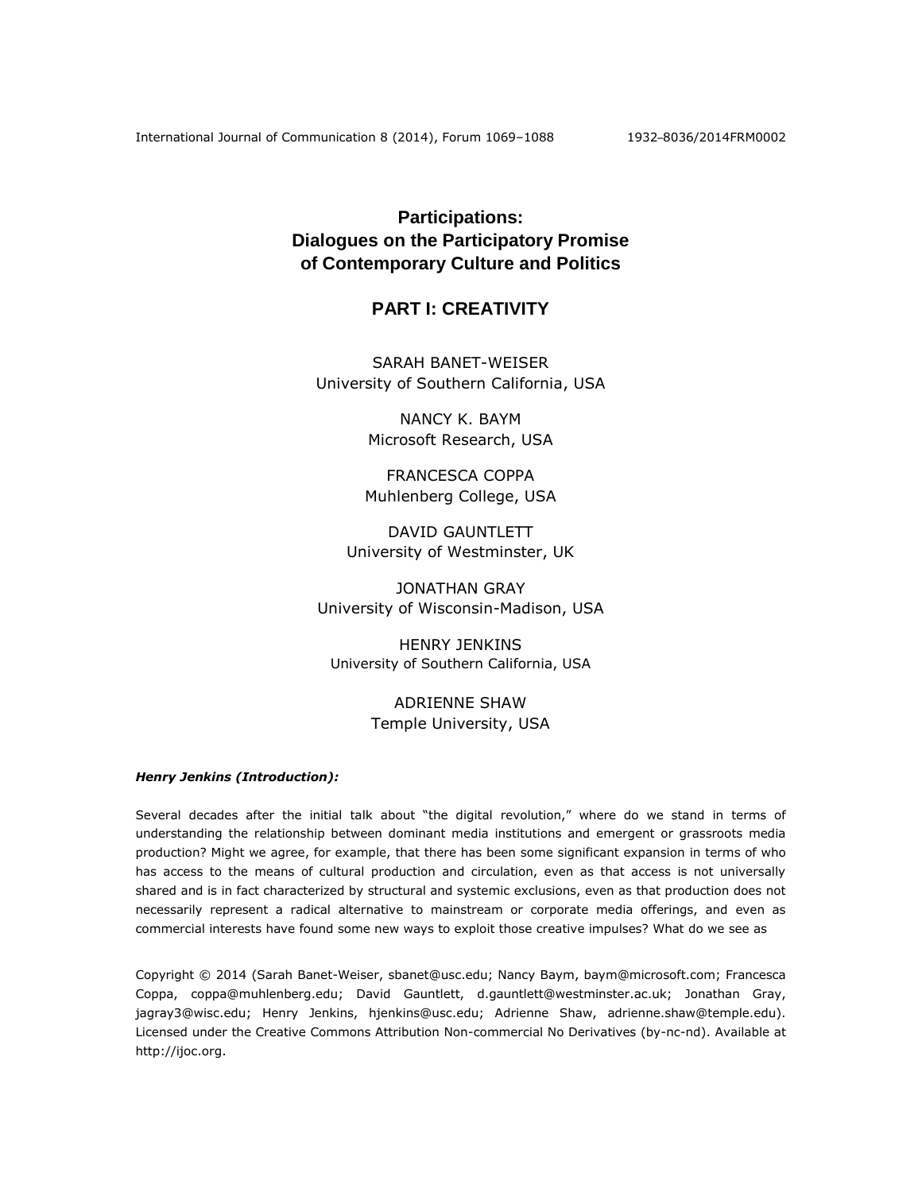# Participations: Dialogues on the Participatory Promise of Contemporary Culture and Politics

## PART I: CREATIVITY

SARAH BANET-WEISER
University of Southern California, USA

NANCY K. BAYM
Microsoft Research, USA

FRANCESCA COPPA
Muhlenberg College, USA

DAVID GAUNTLETT
University of Westminster, UK

JONATHAN GRAY
University of Wisconsin-Madison, USA

HENRY JENKINS
University of Southern California, USA

ADRIENNE SHAW
Temple University, USA

***Henry Jenkins (Introduction):***

Several decades after the initial talk about "the digital revolution," where do we stand in terms of understanding the relationship between dominant media institutions and emergent or grassroots media production? Might we agree, for example, that there has been some significant expansion in terms of who has access to the means of cultural production and circulation, even as that access is not universally shared and is in fact characterized by structural and systemic exclusions, even as that production does not necessarily represent a radical alternative to mainstream or corporate media offerings, and even as commercial interests have found some new ways to exploit those creative impulses? What do we see as

Copyright © 2014 (Sarah Banet-Weiser, sbanet@usc.edu; Nancy Baym, baym@microsoft.com; Francesca Coppa, coppa@muhlenberg.edu; David Gauntlett, d.gauntlett@westminster.ac.uk; Jonathan Gray, jagray3@wisc.edu; Henry Jenkins, hjenkins@usc.edu; Adrienne Shaw, adrienne.shaw@temple.edu). Licensed under the Creative Commons Attribution Non-commercial No Derivatives (by-nc-nd). Available at http://ijoc.org.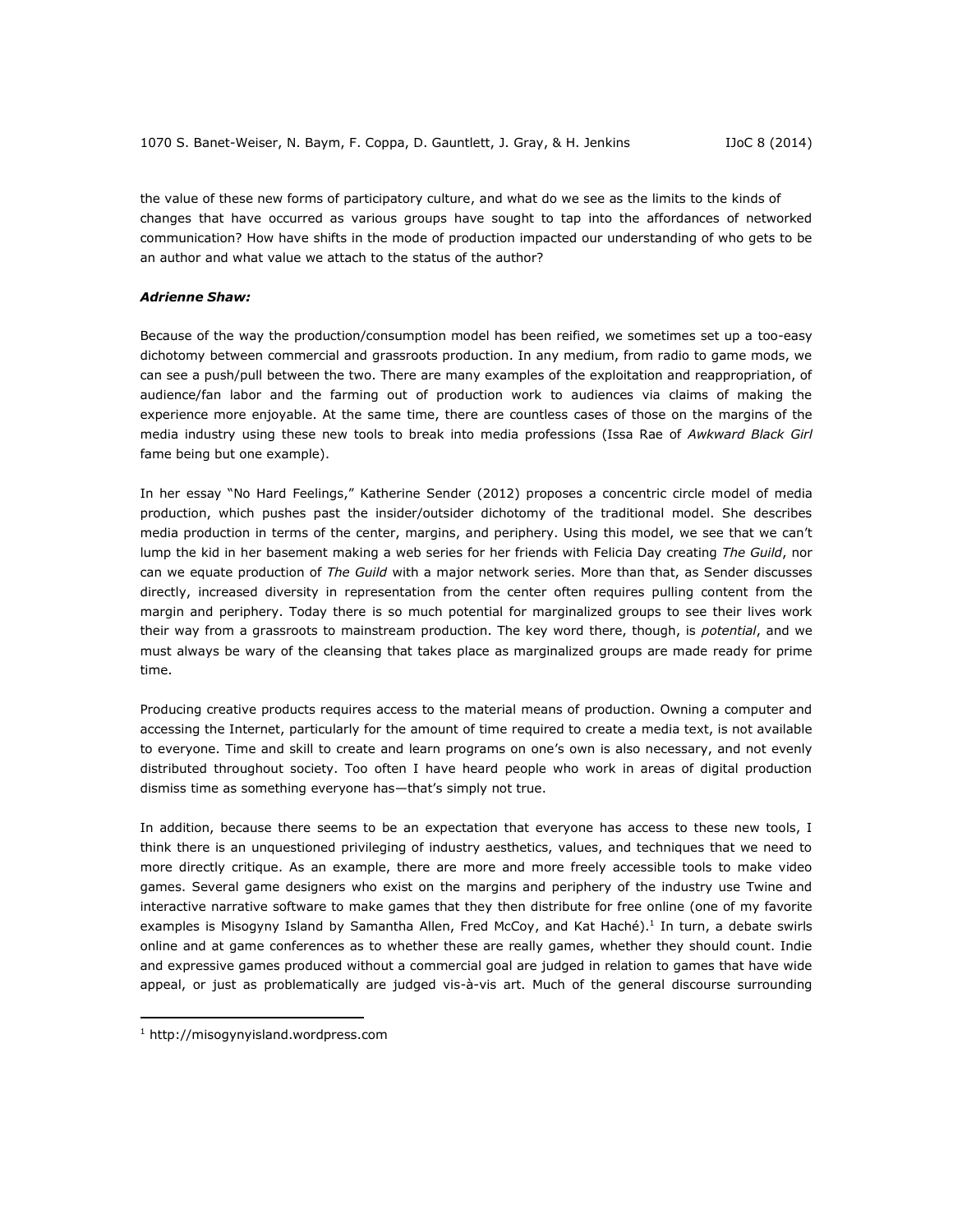the value of these new forms of participatory culture, and what do we see as the limits to the kinds of changes that have occurred as various groups have sought to tap into the affordances of networked communication? How have shifts in the mode of production impacted our understanding of who gets to be an author and what value we attach to the status of the author?

***Adrienne Shaw:***

Because of the way the production/consumption model has been reified, we sometimes set up a too-easy dichotomy between commercial and grassroots production. In any medium, from radio to game mods, we can see a push/pull between the two. There are many examples of the exploitation and reappropriation, of audience/fan labor and the farming out of production work to audiences via claims of making the experience more enjoyable. At the same time, there are countless cases of those on the margins of the media industry using these new tools to break into media professions (Issa Rae of *Awkward Black Girl* fame being but one example).

In her essay "No Hard Feelings," Katherine Sender (2012) proposes a concentric circle model of media production, which pushes past the insider/outsider dichotomy of the traditional model. She describes media production in terms of the center, margins, and periphery. Using this model, we see that we can't lump the kid in her basement making a web series for her friends with Felicia Day creating *The Guild*, nor can we equate production of *The Guild* with a major network series. More than that, as Sender discusses directly, increased diversity in representation from the center often requires pulling content from the margin and periphery. Today there is so much potential for marginalized groups to see their lives work their way from a grassroots to mainstream production. The key word there, though, is *potential*, and we must always be wary of the cleansing that takes place as marginalized groups are made ready for prime time.

Producing creative products requires access to the material means of production. Owning a computer and accessing the Internet, particularly for the amount of time required to create a media text, is not available to everyone. Time and skill to create and learn programs on one's own is also necessary, and not evenly distributed throughout society. Too often I have heard people who work in areas of digital production dismiss time as something everyone has—that's simply not true.

In addition, because there seems to be an expectation that everyone has access to these new tools, I think there is an unquestioned privileging of industry aesthetics, values, and techniques that we need to more directly critique. As an example, there are more and more freely accessible tools to make video games. Several game designers who exist on the margins and periphery of the industry use Twine and interactive narrative software to make games that they then distribute for free online (one of my favorite examples is Misogyny Island by Samantha Allen, Fred McCoy, and Kat Haché).[1] In turn, a debate swirls online and at game conferences as to whether these are really games, whether they should count. Indie and expressive games produced without a commercial goal are judged in relation to games that have wide appeal, or just as problematically are judged vis-à-vis art. Much of the general discourse surrounding

[1] http://misogynyisland.wordpress.com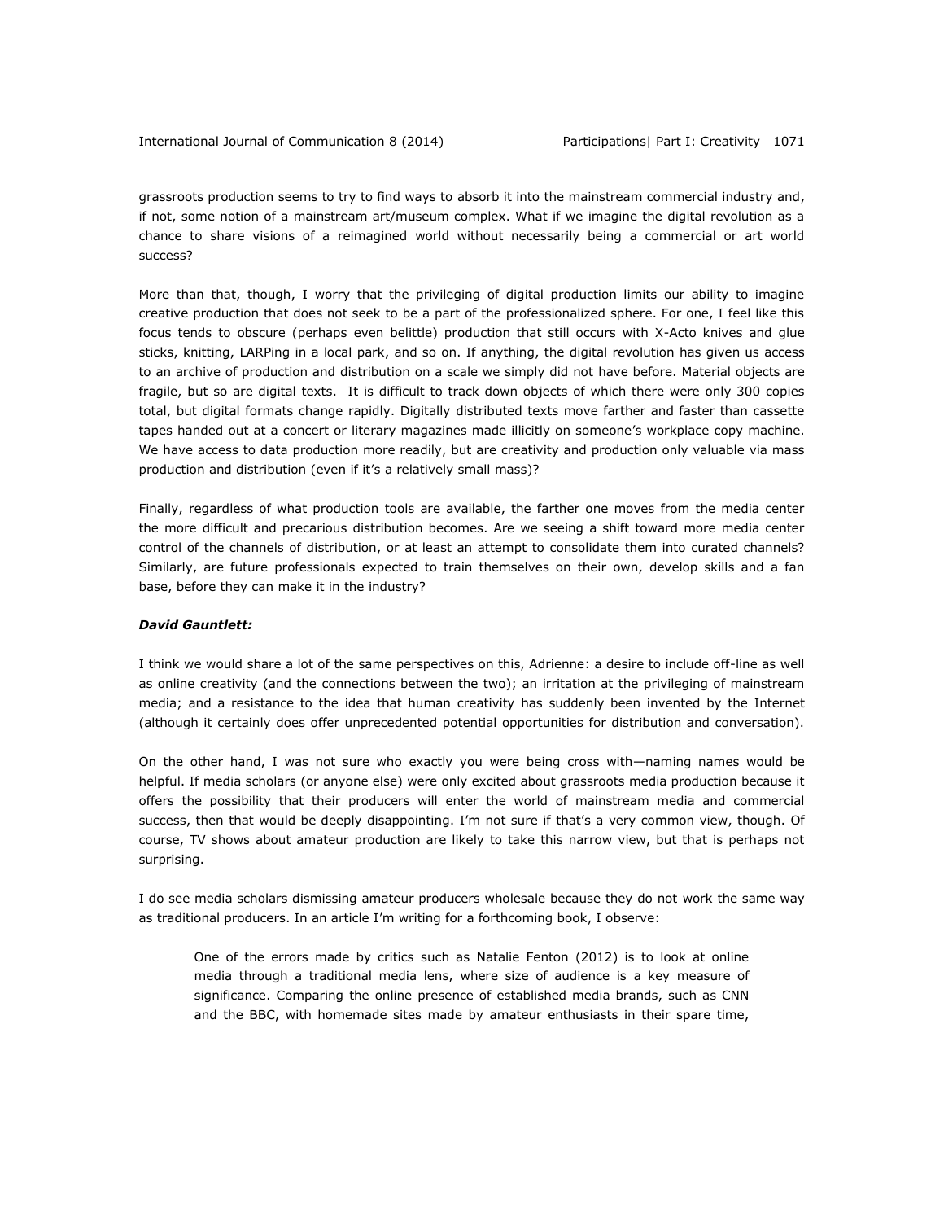grassroots production seems to try to find ways to absorb it into the mainstream commercial industry and, if not, some notion of a mainstream art/museum complex. What if we imagine the digital revolution as a chance to share visions of a reimagined world without necessarily being a commercial or art world success?

More than that, though, I worry that the privileging of digital production limits our ability to imagine creative production that does not seek to be a part of the professionalized sphere. For one, I feel like this focus tends to obscure (perhaps even belittle) production that still occurs with X-Acto knives and glue sticks, knitting, LARPing in a local park, and so on. If anything, the digital revolution has given us access to an archive of production and distribution on a scale we simply did not have before. Material objects are fragile, but so are digital texts. It is difficult to track down objects of which there were only 300 copies total, but digital formats change rapidly. Digitally distributed texts move farther and faster than cassette tapes handed out at a concert or literary magazines made illicitly on someone's workplace copy machine. We have access to data production more readily, but are creativity and production only valuable via mass production and distribution (even if it's a relatively small mass)?

Finally, regardless of what production tools are available, the farther one moves from the media center the more difficult and precarious distribution becomes. Are we seeing a shift toward more media center control of the channels of distribution, or at least an attempt to consolidate them into curated channels? Similarly, are future professionals expected to train themselves on their own, develop skills and a fan base, before they can make it in the industry?

***David Gauntlett:***

I think we would share a lot of the same perspectives on this, Adrienne: a desire to include off-line as well as online creativity (and the connections between the two); an irritation at the privileging of mainstream media; and a resistance to the idea that human creativity has suddenly been invented by the Internet (although it certainly does offer unprecedented potential opportunities for distribution and conversation).

On the other hand, I was not sure who exactly you were being cross with—naming names would be helpful. If media scholars (or anyone else) were only excited about grassroots media production because it offers the possibility that their producers will enter the world of mainstream media and commercial success, then that would be deeply disappointing. I'm not sure if that's a very common view, though. Of course, TV shows about amateur production are likely to take this narrow view, but that is perhaps not surprising.

I do see media scholars dismissing amateur producers wholesale because they do not work the same way as traditional producers. In an article I'm writing for a forthcoming book, I observe:

> One of the errors made by critics such as Natalie Fenton (2012) is to look at online media through a traditional media lens, where size of audience is a key measure of significance. Comparing the online presence of established media brands, such as CNN and the BBC, with homemade sites made by amateur enthusiasts in their spare time,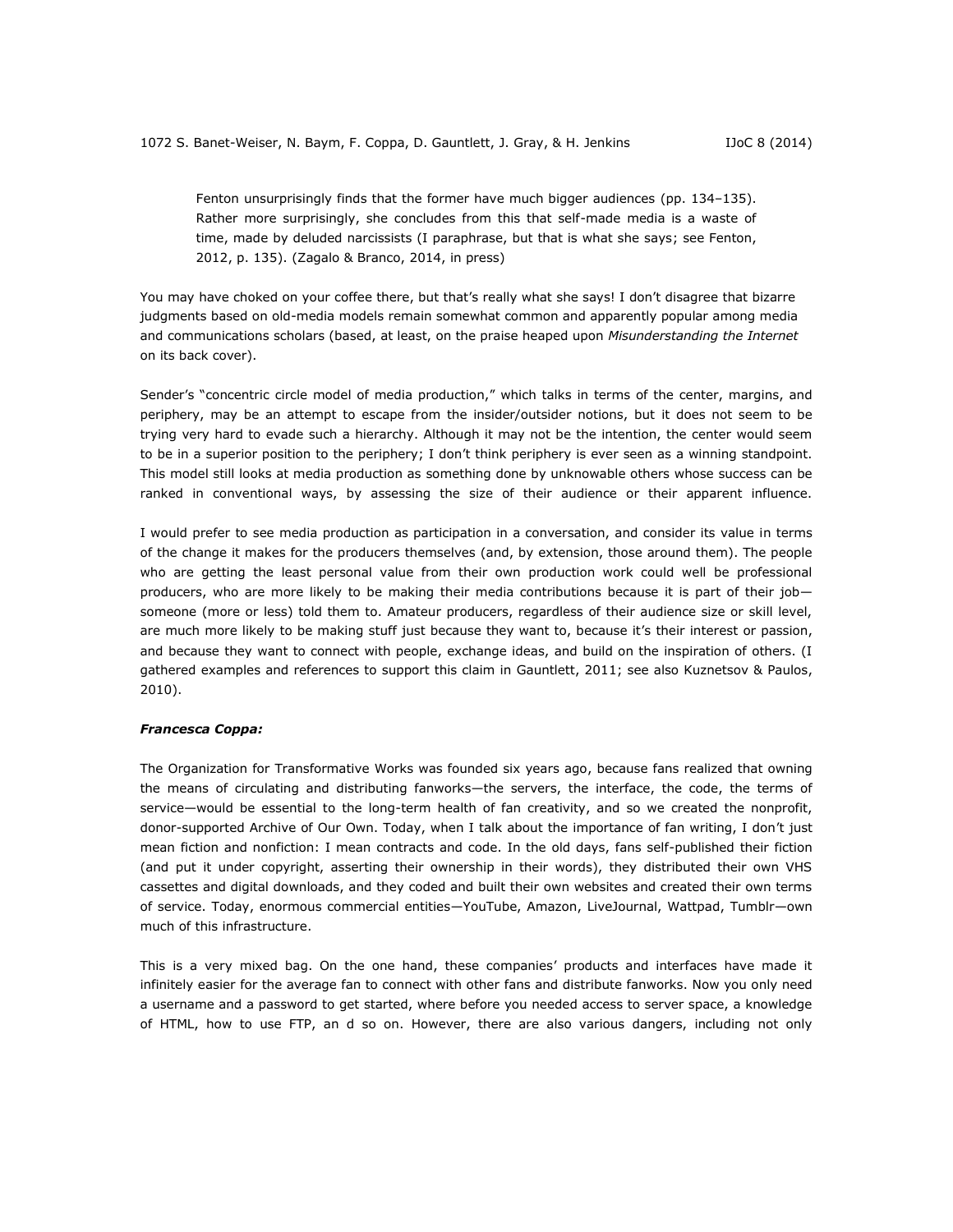> Fenton unsurprisingly finds that the former have much bigger audiences (pp. 134–135). Rather more surprisingly, she concludes from this that self-made media is a waste of time, made by deluded narcissists (I paraphrase, but that is what she says; see Fenton, 2012, p. 135). (Zagalo & Branco, 2014, in press)

You may have choked on your coffee there, but that's really what she says! I don't disagree that bizarre judgments based on old-media models remain somewhat common and apparently popular among media and communications scholars (based, at least, on the praise heaped upon *Misunderstanding the Internet* on its back cover).

Sender's "concentric circle model of media production," which talks in terms of the center, margins, and periphery, may be an attempt to escape from the insider/outsider notions, but it does not seem to be trying very hard to evade such a hierarchy. Although it may not be the intention, the center would seem to be in a superior position to the periphery; I don't think periphery is ever seen as a winning standpoint. This model still looks at media production as something done by unknowable others whose success can be ranked in conventional ways, by assessing the size of their audience or their apparent influence.

I would prefer to see media production as participation in a conversation, and consider its value in terms of the change it makes for the producers themselves (and, by extension, those around them). The people who are getting the least personal value from their own production work could well be professional producers, who are more likely to be making their media contributions because it is part of their job—someone (more or less) told them to. Amateur producers, regardless of their audience size or skill level, are much more likely to be making stuff just because they want to, because it's their interest or passion, and because they want to connect with people, exchange ideas, and build on the inspiration of others. (I gathered examples and references to support this claim in Gauntlett, 2011; see also Kuznetsov & Paulos, 2010).

***Francesca Coppa:***

The Organization for Transformative Works was founded six years ago, because fans realized that owning the means of circulating and distributing fanworks—the servers, the interface, the code, the terms of service—would be essential to the long-term health of fan creativity, and so we created the nonprofit, donor-supported Archive of Our Own. Today, when I talk about the importance of fan writing, I don't just mean fiction and nonfiction: I mean contracts and code. In the old days, fans self-published their fiction (and put it under copyright, asserting their ownership in their words), they distributed their own VHS cassettes and digital downloads, and they coded and built their own websites and created their own terms of service. Today, enormous commercial entities—YouTube, Amazon, LiveJournal, Wattpad, Tumblr—own much of this infrastructure.

This is a very mixed bag. On the one hand, these companies' products and interfaces have made it infinitely easier for the average fan to connect with other fans and distribute fanworks. Now you only need a username and a password to get started, where before you needed access to server space, a knowledge of HTML, how to use FTP, an d so on. However, there are also various dangers, including not only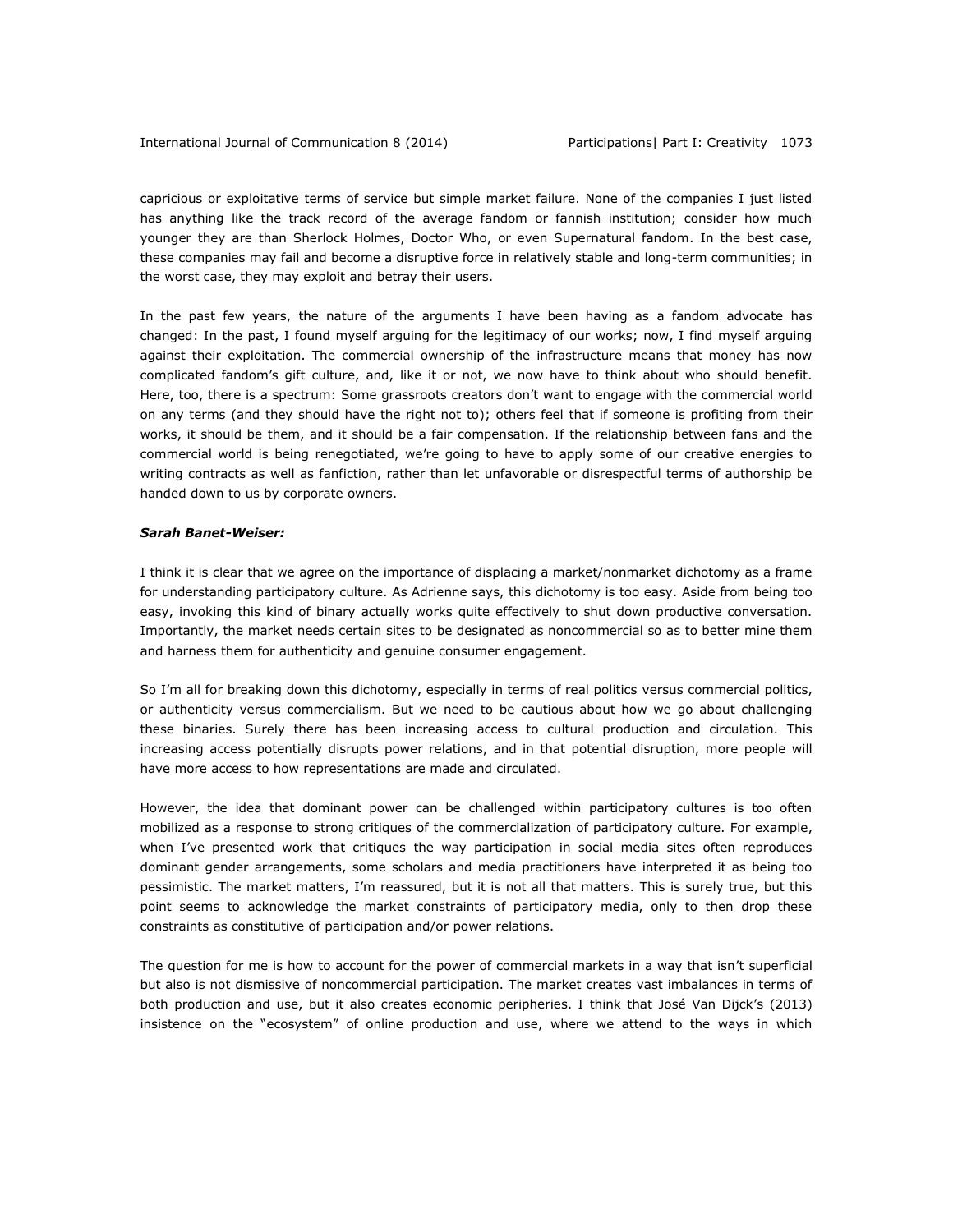capricious or exploitative terms of service but simple market failure. None of the companies I just listed has anything like the track record of the average fandom or fannish institution; consider how much younger they are than Sherlock Holmes, Doctor Who, or even Supernatural fandom. In the best case, these companies may fail and become a disruptive force in relatively stable and long-term communities; in the worst case, they may exploit and betray their users.

In the past few years, the nature of the arguments I have been having as a fandom advocate has changed: In the past, I found myself arguing for the legitimacy of our works; now, I find myself arguing against their exploitation. The commercial ownership of the infrastructure means that money has now complicated fandom's gift culture, and, like it or not, we now have to think about who should benefit. Here, too, there is a spectrum: Some grassroots creators don't want to engage with the commercial world on any terms (and they should have the right not to); others feel that if someone is profiting from their works, it should be them, and it should be a fair compensation. If the relationship between fans and the commercial world is being renegotiated, we're going to have to apply some of our creative energies to writing contracts as well as fanfiction, rather than let unfavorable or disrespectful terms of authorship be handed down to us by corporate owners.

***Sarah Banet-Weiser:***

I think it is clear that we agree on the importance of displacing a market/nonmarket dichotomy as a frame for understanding participatory culture. As Adrienne says, this dichotomy is too easy. Aside from being too easy, invoking this kind of binary actually works quite effectively to shut down productive conversation. Importantly, the market needs certain sites to be designated as noncommercial so as to better mine them and harness them for authenticity and genuine consumer engagement.

So I'm all for breaking down this dichotomy, especially in terms of real politics versus commercial politics, or authenticity versus commercialism. But we need to be cautious about how we go about challenging these binaries. Surely there has been increasing access to cultural production and circulation. This increasing access potentially disrupts power relations, and in that potential disruption, more people will have more access to how representations are made and circulated.

However, the idea that dominant power can be challenged within participatory cultures is too often mobilized as a response to strong critiques of the commercialization of participatory culture. For example, when I've presented work that critiques the way participation in social media sites often reproduces dominant gender arrangements, some scholars and media practitioners have interpreted it as being too pessimistic. The market matters, I'm reassured, but it is not all that matters. This is surely true, but this point seems to acknowledge the market constraints of participatory media, only to then drop these constraints as constitutive of participation and/or power relations.

The question for me is how to account for the power of commercial markets in a way that isn't superficial but also is not dismissive of noncommercial participation. The market creates vast imbalances in terms of both production and use, but it also creates economic peripheries. I think that José Van Dijck's (2013) insistence on the "ecosystem" of online production and use, where we attend to the ways in which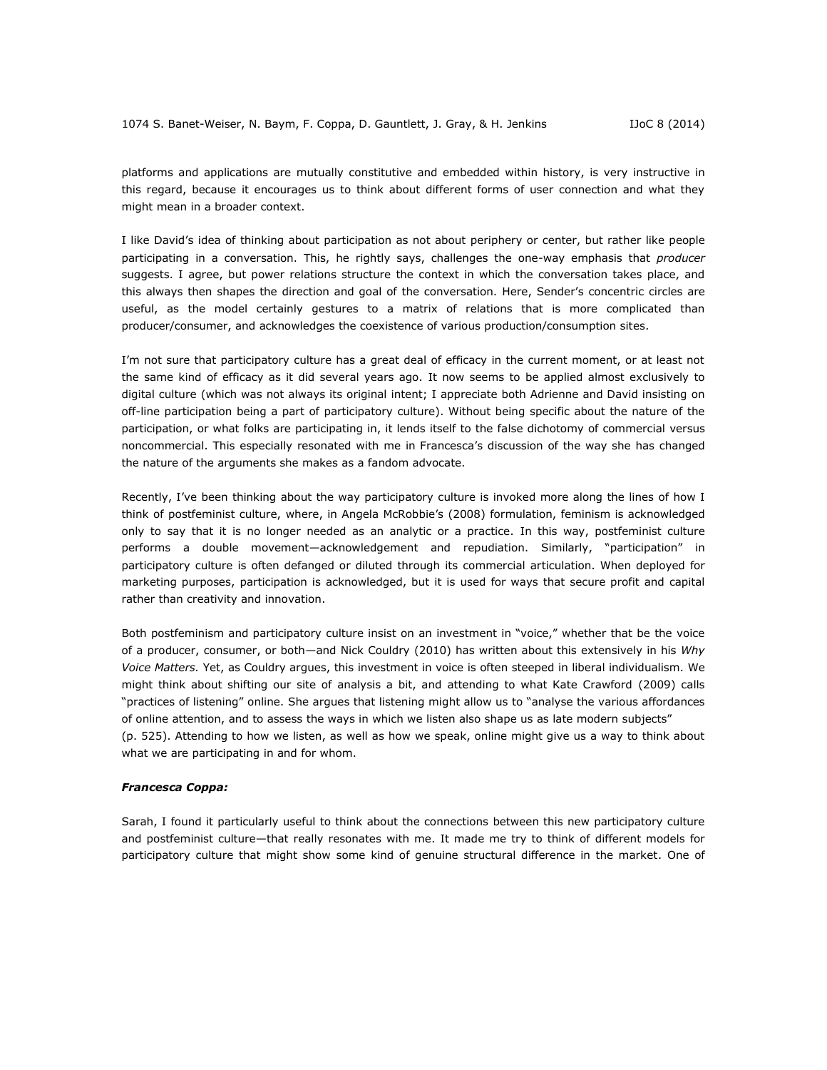platforms and applications are mutually constitutive and embedded within history, is very instructive in this regard, because it encourages us to think about different forms of user connection and what they might mean in a broader context.

I like David's idea of thinking about participation as not about periphery or center, but rather like people participating in a conversation. This, he rightly says, challenges the one-way emphasis that *producer* suggests. I agree, but power relations structure the context in which the conversation takes place, and this always then shapes the direction and goal of the conversation. Here, Sender's concentric circles are useful, as the model certainly gestures to a matrix of relations that is more complicated than producer/consumer, and acknowledges the coexistence of various production/consumption sites.

I'm not sure that participatory culture has a great deal of efficacy in the current moment, or at least not the same kind of efficacy as it did several years ago. It now seems to be applied almost exclusively to digital culture (which was not always its original intent; I appreciate both Adrienne and David insisting on off-line participation being a part of participatory culture). Without being specific about the nature of the participation, or what folks are participating in, it lends itself to the false dichotomy of commercial versus noncommercial. This especially resonated with me in Francesca's discussion of the way she has changed the nature of the arguments she makes as a fandom advocate.

Recently, I've been thinking about the way participatory culture is invoked more along the lines of how I think of postfeminist culture, where, in Angela McRobbie's (2008) formulation, feminism is acknowledged only to say that it is no longer needed as an analytic or a practice. In this way, postfeminist culture performs a double movement—acknowledgement and repudiation. Similarly, "participation" in participatory culture is often defanged or diluted through its commercial articulation. When deployed for marketing purposes, participation is acknowledged, but it is used for ways that secure profit and capital rather than creativity and innovation.

Both postfeminism and participatory culture insist on an investment in "voice," whether that be the voice of a producer, consumer, or both—and Nick Couldry (2010) has written about this extensively in his *Why Voice Matters.* Yet, as Couldry argues, this investment in voice is often steeped in liberal individualism. We might think about shifting our site of analysis a bit, and attending to what Kate Crawford (2009) calls "practices of listening" online. She argues that listening might allow us to "analyse the various affordances of online attention, and to assess the ways in which we listen also shape us as late modern subjects" (p. 525). Attending to how we listen, as well as how we speak, online might give us a way to think about what we are participating in and for whom.

***Francesca Coppa:***

Sarah, I found it particularly useful to think about the connections between this new participatory culture and postfeminist culture—that really resonates with me. It made me try to think of different models for participatory culture that might show some kind of genuine structural difference in the market. One of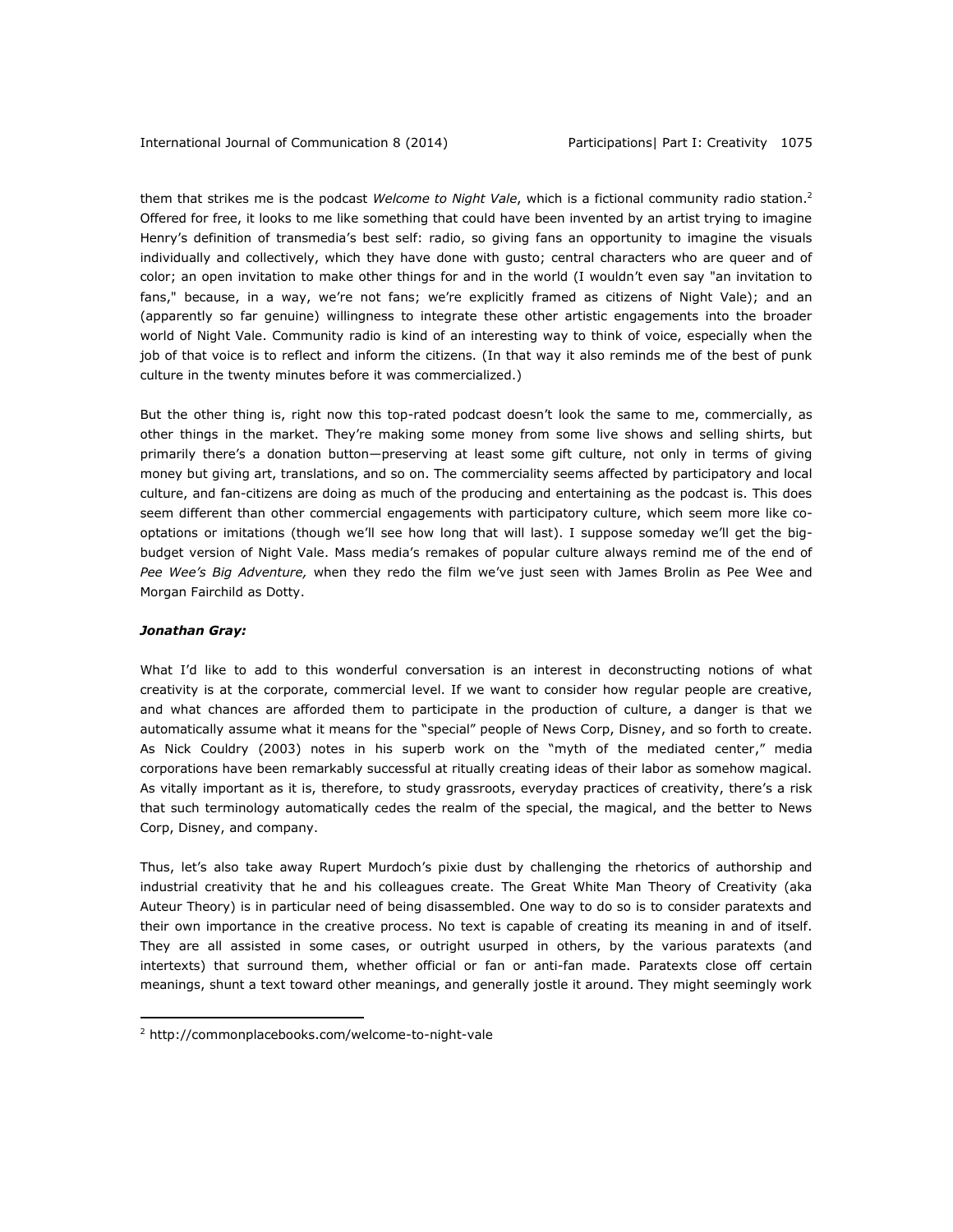them that strikes me is the podcast *Welcome to Night Vale*, which is a fictional community radio station.[2] Offered for free, it looks to me like something that could have been invented by an artist trying to imagine Henry's definition of transmedia's best self: radio, so giving fans an opportunity to imagine the visuals individually and collectively, which they have done with gusto; central characters who are queer and of color; an open invitation to make other things for and in the world (I wouldn't even say "an invitation to fans," because, in a way, we're not fans; we're explicitly framed as citizens of Night Vale); and an (apparently so far genuine) willingness to integrate these other artistic engagements into the broader world of Night Vale. Community radio is kind of an interesting way to think of voice, especially when the job of that voice is to reflect and inform the citizens. (In that way it also reminds me of the best of punk culture in the twenty minutes before it was commercialized.)

But the other thing is, right now this top-rated podcast doesn't look the same to me, commercially, as other things in the market. They're making some money from some live shows and selling shirts, but primarily there's a donation button—preserving at least some gift culture, not only in terms of giving money but giving art, translations, and so on. The commerciality seems affected by participatory and local culture, and fan-citizens are doing as much of the producing and entertaining as the podcast is. This does seem different than other commercial engagements with participatory culture, which seem more like co-optations or imitations (though we'll see how long that will last). I suppose someday we'll get the big-budget version of Night Vale. Mass media's remakes of popular culture always remind me of the end of *Pee Wee's Big Adventure,* when they redo the film we've just seen with James Brolin as Pee Wee and Morgan Fairchild as Dotty.

***Jonathan Gray:***

What I'd like to add to this wonderful conversation is an interest in deconstructing notions of what creativity is at the corporate, commercial level. If we want to consider how regular people are creative, and what chances are afforded them to participate in the production of culture, a danger is that we automatically assume what it means for the "special" people of News Corp, Disney, and so forth to create. As Nick Couldry (2003) notes in his superb work on the "myth of the mediated center," media corporations have been remarkably successful at ritually creating ideas of their labor as somehow magical. As vitally important as it is, therefore, to study grassroots, everyday practices of creativity, there's a risk that such terminology automatically cedes the realm of the special, the magical, and the better to News Corp, Disney, and company.

Thus, let's also take away Rupert Murdoch's pixie dust by challenging the rhetorics of authorship and industrial creativity that he and his colleagues create. The Great White Man Theory of Creativity (aka Auteur Theory) is in particular need of being disassembled. One way to do so is to consider paratexts and their own importance in the creative process. No text is capable of creating its meaning in and of itself. They are all assisted in some cases, or outright usurped in others, by the various paratexts (and intertexts) that surround them, whether official or fan or anti-fan made. Paratexts close off certain meanings, shunt a text toward other meanings, and generally jostle it around. They might seemingly work

[2] http://commonplacebooks.com/welcome-to-night-vale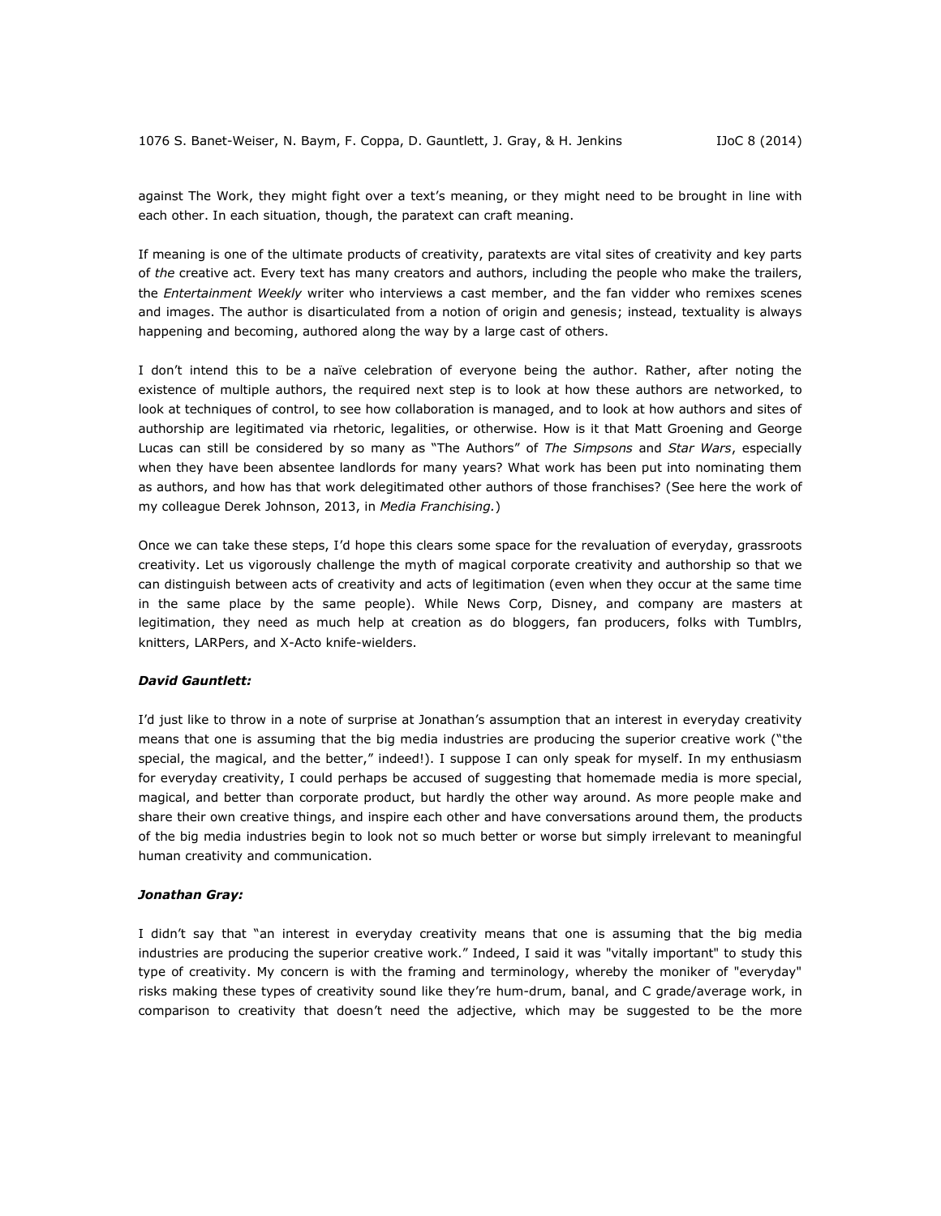against The Work, they might fight over a text's meaning, or they might need to be brought in line with each other. In each situation, though, the paratext can craft meaning.

If meaning is one of the ultimate products of creativity, paratexts are vital sites of creativity and key parts of *the* creative act. Every text has many creators and authors, including the people who make the trailers, the *Entertainment Weekly* writer who interviews a cast member, and the fan vidder who remixes scenes and images. The author is disarticulated from a notion of origin and genesis; instead, textuality is always happening and becoming, authored along the way by a large cast of others.

I don't intend this to be a naïve celebration of everyone being the author. Rather, after noting the existence of multiple authors, the required next step is to look at how these authors are networked, to look at techniques of control, to see how collaboration is managed, and to look at how authors and sites of authorship are legitimated via rhetoric, legalities, or otherwise. How is it that Matt Groening and George Lucas can still be considered by so many as "The Authors" of *The Simpsons* and *Star Wars*, especially when they have been absentee landlords for many years? What work has been put into nominating them as authors, and how has that work delegitimated other authors of those franchises? (See here the work of my colleague Derek Johnson, 2013, in *Media Franchising.*)

Once we can take these steps, I'd hope this clears some space for the revaluation of everyday, grassroots creativity. Let us vigorously challenge the myth of magical corporate creativity and authorship so that we can distinguish between acts of creativity and acts of legitimation (even when they occur at the same time in the same place by the same people). While News Corp, Disney, and company are masters at legitimation, they need as much help at creation as do bloggers, fan producers, folks with Tumblrs, knitters, LARPers, and X-Acto knife-wielders.

***David Gauntlett:***

I'd just like to throw in a note of surprise at Jonathan's assumption that an interest in everyday creativity means that one is assuming that the big media industries are producing the superior creative work ("the special, the magical, and the better," indeed!). I suppose I can only speak for myself. In my enthusiasm for everyday creativity, I could perhaps be accused of suggesting that homemade media is more special, magical, and better than corporate product, but hardly the other way around. As more people make and share their own creative things, and inspire each other and have conversations around them, the products of the big media industries begin to look not so much better or worse but simply irrelevant to meaningful human creativity and communication.

***Jonathan Gray:***

I didn't say that "an interest in everyday creativity means that one is assuming that the big media industries are producing the superior creative work." Indeed, I said it was "vitally important" to study this type of creativity. My concern is with the framing and terminology, whereby the moniker of "everyday" risks making these types of creativity sound like they're hum-drum, banal, and C grade/average work, in comparison to creativity that doesn't need the adjective, which may be suggested to be the more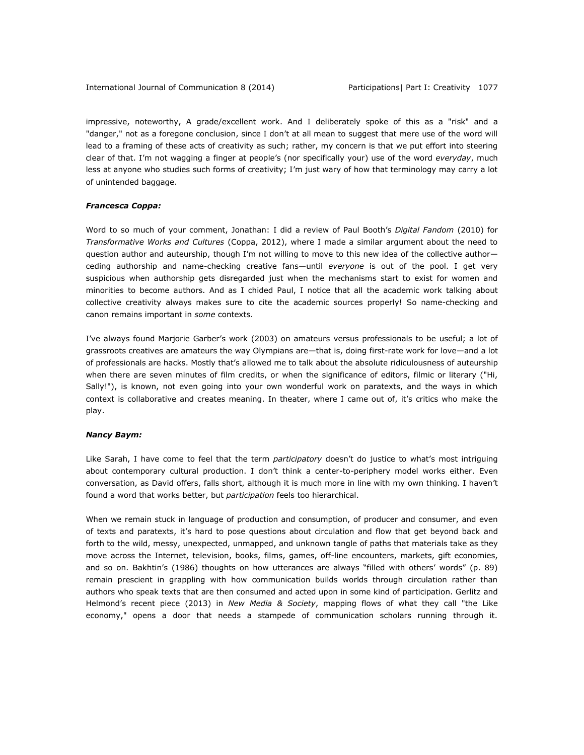impressive, noteworthy, A grade/excellent work. And I deliberately spoke of this as a "risk" and a "danger," not as a foregone conclusion, since I don't at all mean to suggest that mere use of the word will lead to a framing of these acts of creativity as such; rather, my concern is that we put effort into steering clear of that. I'm not wagging a finger at people's (nor specifically your) use of the word *everyday*, much less at anyone who studies such forms of creativity; I'm just wary of how that terminology may carry a lot of unintended baggage.

***Francesca Coppa:***

Word to so much of your comment, Jonathan: I did a review of Paul Booth's *Digital Fandom* (2010) for *Transformative Works and Cultures* (Coppa, 2012), where I made a similar argument about the need to question author and auteurship, though I'm not willing to move to this new idea of the collective author—ceding authorship and name-checking creative fans—until *everyone* is out of the pool. I get very suspicious when authorship gets disregarded just when the mechanisms start to exist for women and minorities to become authors. And as I chided Paul, I notice that all the academic work talking about collective creativity always makes sure to cite the academic sources properly! So name-checking and canon remains important in *some* contexts.

I've always found Marjorie Garber's work (2003) on amateurs versus professionals to be useful; a lot of grassroots creatives are amateurs the way Olympians are—that is, doing first-rate work for love—and a lot of professionals are hacks. Mostly that's allowed me to talk about the absolute ridiculousness of auteurship when there are seven minutes of film credits, or when the significance of editors, filmic or literary ("Hi, Sally!"), is known, not even going into your own wonderful work on paratexts, and the ways in which context is collaborative and creates meaning. In theater, where I came out of, it's critics who make the play.

***Nancy Baym:***

Like Sarah, I have come to feel that the term *participatory* doesn't do justice to what's most intriguing about contemporary cultural production. I don't think a center-to-periphery model works either. Even conversation, as David offers, falls short, although it is much more in line with my own thinking. I haven't found a word that works better, but *participation* feels too hierarchical.

When we remain stuck in language of production and consumption, of producer and consumer, and even of texts and paratexts, it's hard to pose questions about circulation and flow that get beyond back and forth to the wild, messy, unexpected, unmapped, and unknown tangle of paths that materials take as they move across the Internet, television, books, films, games, off-line encounters, markets, gift economies, and so on. Bakhtin's (1986) thoughts on how utterances are always "filled with others' words" (p. 89) remain prescient in grappling with how communication builds worlds through circulation rather than authors who speak texts that are then consumed and acted upon in some kind of participation. Gerlitz and Helmond's recent piece (2013) in *New Media & Society*, mapping flows of what they call "the Like economy," opens a door that needs a stampede of communication scholars running through it.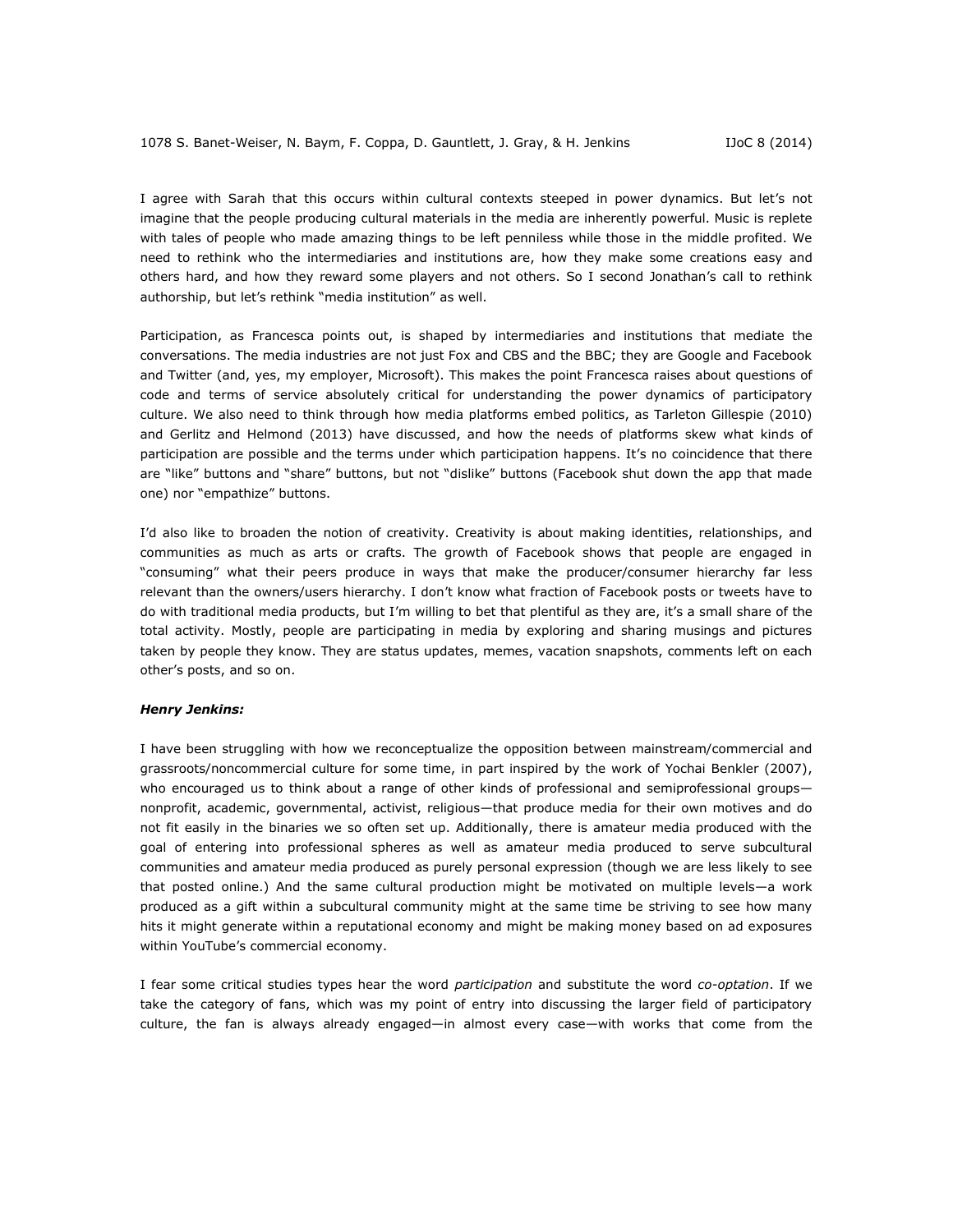I agree with Sarah that this occurs within cultural contexts steeped in power dynamics. But let's not imagine that the people producing cultural materials in the media are inherently powerful. Music is replete with tales of people who made amazing things to be left penniless while those in the middle profited. We need to rethink who the intermediaries and institutions are, how they make some creations easy and others hard, and how they reward some players and not others. So I second Jonathan's call to rethink authorship, but let's rethink "media institution" as well.

Participation, as Francesca points out, is shaped by intermediaries and institutions that mediate the conversations. The media industries are not just Fox and CBS and the BBC; they are Google and Facebook and Twitter (and, yes, my employer, Microsoft). This makes the point Francesca raises about questions of code and terms of service absolutely critical for understanding the power dynamics of participatory culture. We also need to think through how media platforms embed politics, as Tarleton Gillespie (2010) and Gerlitz and Helmond (2013) have discussed, and how the needs of platforms skew what kinds of participation are possible and the terms under which participation happens. It's no coincidence that there are "like" buttons and "share" buttons, but not "dislike" buttons (Facebook shut down the app that made one) nor "empathize" buttons.

I'd also like to broaden the notion of creativity. Creativity is about making identities, relationships, and communities as much as arts or crafts. The growth of Facebook shows that people are engaged in "consuming" what their peers produce in ways that make the producer/consumer hierarchy far less relevant than the owners/users hierarchy. I don't know what fraction of Facebook posts or tweets have to do with traditional media products, but I'm willing to bet that plentiful as they are, it's a small share of the total activity. Mostly, people are participating in media by exploring and sharing musings and pictures taken by people they know. They are status updates, memes, vacation snapshots, comments left on each other's posts, and so on.

***Henry Jenkins:***

I have been struggling with how we reconceptualize the opposition between mainstream/commercial and grassroots/noncommercial culture for some time, in part inspired by the work of Yochai Benkler (2007), who encouraged us to think about a range of other kinds of professional and semiprofessional groups—nonprofit, academic, governmental, activist, religious—that produce media for their own motives and do not fit easily in the binaries we so often set up. Additionally, there is amateur media produced with the goal of entering into professional spheres as well as amateur media produced to serve subcultural communities and amateur media produced as purely personal expression (though we are less likely to see that posted online.) And the same cultural production might be motivated on multiple levels—a work produced as a gift within a subcultural community might at the same time be striving to see how many hits it might generate within a reputational economy and might be making money based on ad exposures within YouTube's commercial economy.

I fear some critical studies types hear the word *participation* and substitute the word *co-optation*. If we take the category of fans, which was my point of entry into discussing the larger field of participatory culture, the fan is always already engaged—in almost every case—with works that come from the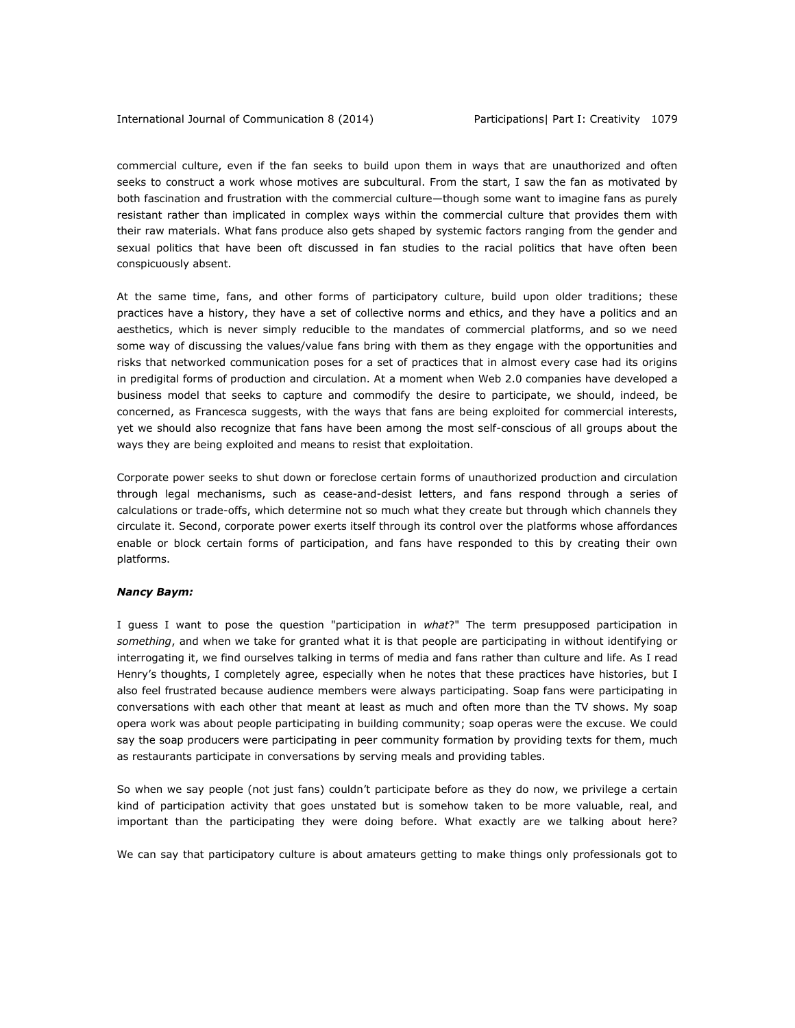commercial culture, even if the fan seeks to build upon them in ways that are unauthorized and often seeks to construct a work whose motives are subcultural. From the start, I saw the fan as motivated by both fascination and frustration with the commercial culture—though some want to imagine fans as purely resistant rather than implicated in complex ways within the commercial culture that provides them with their raw materials. What fans produce also gets shaped by systemic factors ranging from the gender and sexual politics that have been oft discussed in fan studies to the racial politics that have often been conspicuously absent.

At the same time, fans, and other forms of participatory culture, build upon older traditions; these practices have a history, they have a set of collective norms and ethics, and they have a politics and an aesthetics, which is never simply reducible to the mandates of commercial platforms, and so we need some way of discussing the values/value fans bring with them as they engage with the opportunities and risks that networked communication poses for a set of practices that in almost every case had its origins in predigital forms of production and circulation. At a moment when Web 2.0 companies have developed a business model that seeks to capture and commodify the desire to participate, we should, indeed, be concerned, as Francesca suggests, with the ways that fans are being exploited for commercial interests, yet we should also recognize that fans have been among the most self-conscious of all groups about the ways they are being exploited and means to resist that exploitation.

Corporate power seeks to shut down or foreclose certain forms of unauthorized production and circulation through legal mechanisms, such as cease-and-desist letters, and fans respond through a series of calculations or trade-offs, which determine not so much what they create but through which channels they circulate it. Second, corporate power exerts itself through its control over the platforms whose affordances enable or block certain forms of participation, and fans have responded to this by creating their own platforms.

***Nancy Baym:***

I guess I want to pose the question "participation in *what*?" The term presupposed participation in *something*, and when we take for granted what it is that people are participating in without identifying or interrogating it, we find ourselves talking in terms of media and fans rather than culture and life. As I read Henry's thoughts, I completely agree, especially when he notes that these practices have histories, but I also feel frustrated because audience members were always participating. Soap fans were participating in conversations with each other that meant at least as much and often more than the TV shows. My soap opera work was about people participating in building community; soap operas were the excuse. We could say the soap producers were participating in peer community formation by providing texts for them, much as restaurants participate in conversations by serving meals and providing tables.

So when we say people (not just fans) couldn't participate before as they do now, we privilege a certain kind of participation activity that goes unstated but is somehow taken to be more valuable, real, and important than the participating they were doing before. What exactly are we talking about here?

We can say that participatory culture is about amateurs getting to make things only professionals got to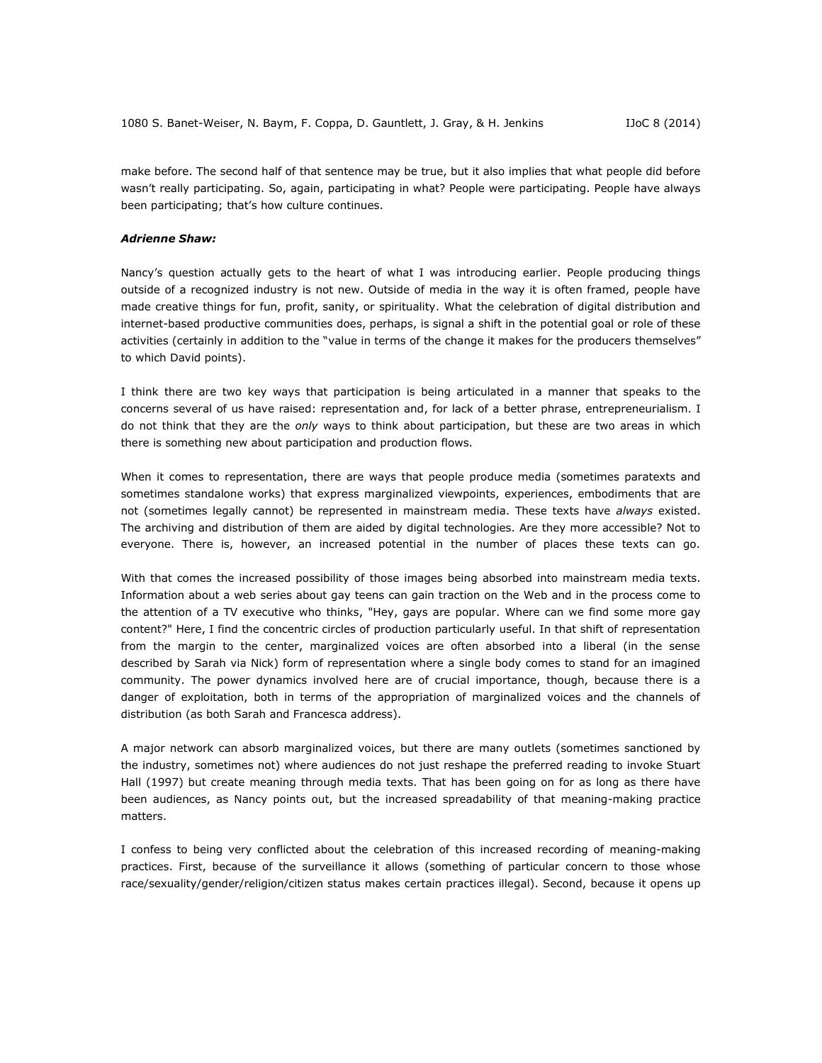make before. The second half of that sentence may be true, but it also implies that what people did before wasn't really participating. So, again, participating in what? People were participating. People have always been participating; that's how culture continues.

***Adrienne Shaw:***

Nancy's question actually gets to the heart of what I was introducing earlier. People producing things outside of a recognized industry is not new. Outside of media in the way it is often framed, people have made creative things for fun, profit, sanity, or spirituality. What the celebration of digital distribution and internet-based productive communities does, perhaps, is signal a shift in the potential goal or role of these activities (certainly in addition to the "value in terms of the change it makes for the producers themselves" to which David points).

I think there are two key ways that participation is being articulated in a manner that speaks to the concerns several of us have raised: representation and, for lack of a better phrase, entrepreneurialism. I do not think that they are the *only* ways to think about participation, but these are two areas in which there is something new about participation and production flows.

When it comes to representation, there are ways that people produce media (sometimes paratexts and sometimes standalone works) that express marginalized viewpoints, experiences, embodiments that are not (sometimes legally cannot) be represented in mainstream media. These texts have *always* existed. The archiving and distribution of them are aided by digital technologies. Are they more accessible? Not to everyone. There is, however, an increased potential in the number of places these texts can go.

With that comes the increased possibility of those images being absorbed into mainstream media texts. Information about a web series about gay teens can gain traction on the Web and in the process come to the attention of a TV executive who thinks, "Hey, gays are popular. Where can we find some more gay content?" Here, I find the concentric circles of production particularly useful. In that shift of representation from the margin to the center, marginalized voices are often absorbed into a liberal (in the sense described by Sarah via Nick) form of representation where a single body comes to stand for an imagined community. The power dynamics involved here are of crucial importance, though, because there is a danger of exploitation, both in terms of the appropriation of marginalized voices and the channels of distribution (as both Sarah and Francesca address).

A major network can absorb marginalized voices, but there are many outlets (sometimes sanctioned by the industry, sometimes not) where audiences do not just reshape the preferred reading to invoke Stuart Hall (1997) but create meaning through media texts. That has been going on for as long as there have been audiences, as Nancy points out, but the increased spreadability of that meaning-making practice matters.

I confess to being very conflicted about the celebration of this increased recording of meaning-making practices. First, because of the surveillance it allows (something of particular concern to those whose race/sexuality/gender/religion/citizen status makes certain practices illegal). Second, because it opens up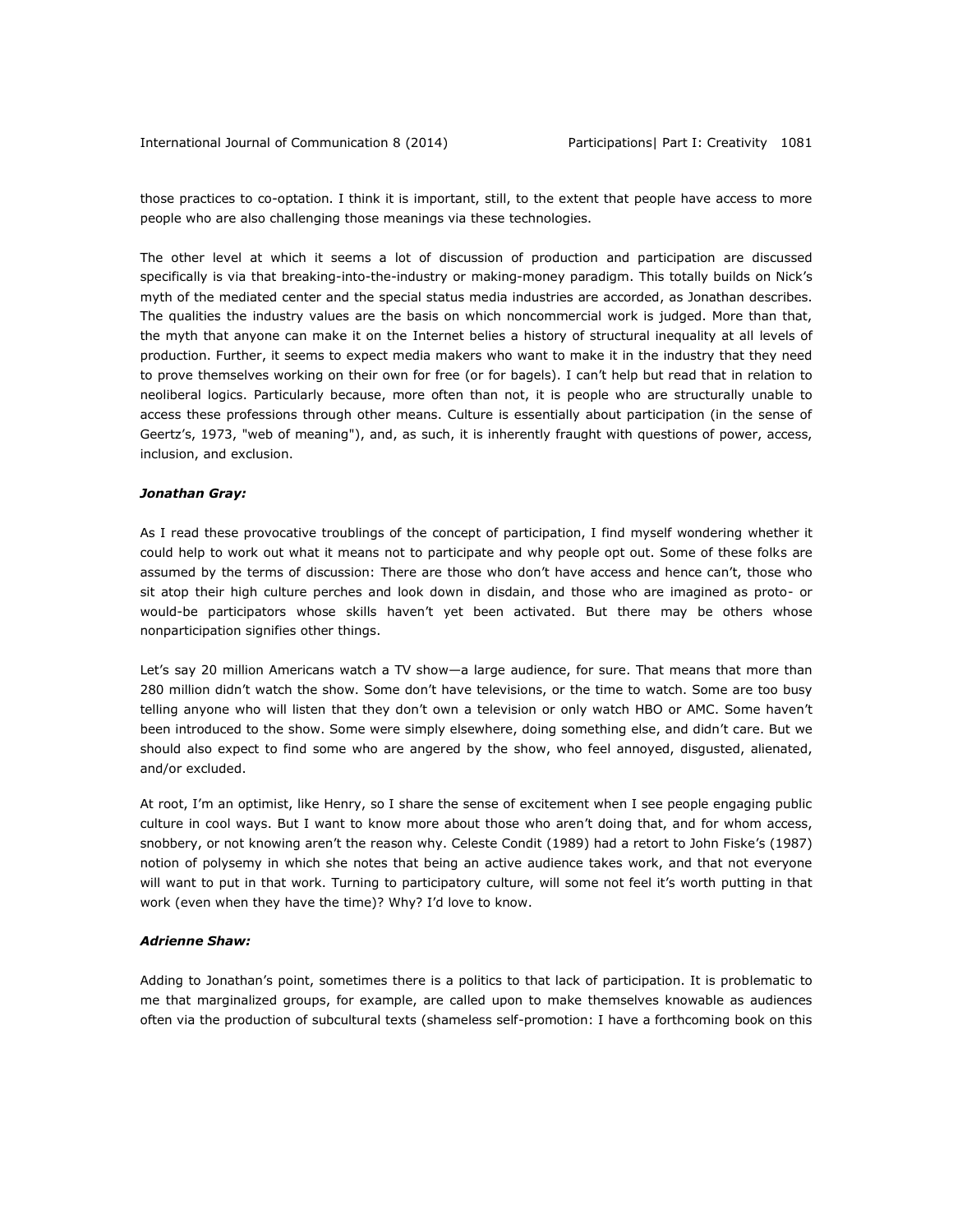those practices to co-optation. I think it is important, still, to the extent that people have access to more people who are also challenging those meanings via these technologies.

The other level at which it seems a lot of discussion of production and participation are discussed specifically is via that breaking-into-the-industry or making-money paradigm. This totally builds on Nick's myth of the mediated center and the special status media industries are accorded, as Jonathan describes. The qualities the industry values are the basis on which noncommercial work is judged. More than that, the myth that anyone can make it on the Internet belies a history of structural inequality at all levels of production. Further, it seems to expect media makers who want to make it in the industry that they need to prove themselves working on their own for free (or for bagels). I can't help but read that in relation to neoliberal logics. Particularly because, more often than not, it is people who are structurally unable to access these professions through other means. Culture is essentially about participation (in the sense of Geertz's, 1973, "web of meaning"), and, as such, it is inherently fraught with questions of power, access, inclusion, and exclusion.

***Jonathan Gray:***

As I read these provocative troublings of the concept of participation, I find myself wondering whether it could help to work out what it means not to participate and why people opt out. Some of these folks are assumed by the terms of discussion: There are those who don't have access and hence can't, those who sit atop their high culture perches and look down in disdain, and those who are imagined as proto- or would-be participators whose skills haven't yet been activated. But there may be others whose nonparticipation signifies other things.

Let's say 20 million Americans watch a TV show—a large audience, for sure. That means that more than 280 million didn't watch the show. Some don't have televisions, or the time to watch. Some are too busy telling anyone who will listen that they don't own a television or only watch HBO or AMC. Some haven't been introduced to the show. Some were simply elsewhere, doing something else, and didn't care. But we should also expect to find some who are angered by the show, who feel annoyed, disgusted, alienated, and/or excluded.

At root, I'm an optimist, like Henry, so I share the sense of excitement when I see people engaging public culture in cool ways. But I want to know more about those who aren't doing that, and for whom access, snobbery, or not knowing aren't the reason why. Celeste Condit (1989) had a retort to John Fiske's (1987) notion of polysemy in which she notes that being an active audience takes work, and that not everyone will want to put in that work. Turning to participatory culture, will some not feel it's worth putting in that work (even when they have the time)? Why? I'd love to know.

***Adrienne Shaw:***

Adding to Jonathan's point, sometimes there is a politics to that lack of participation. It is problematic to me that marginalized groups, for example, are called upon to make themselves knowable as audiences often via the production of subcultural texts (shameless self-promotion: I have a forthcoming book on this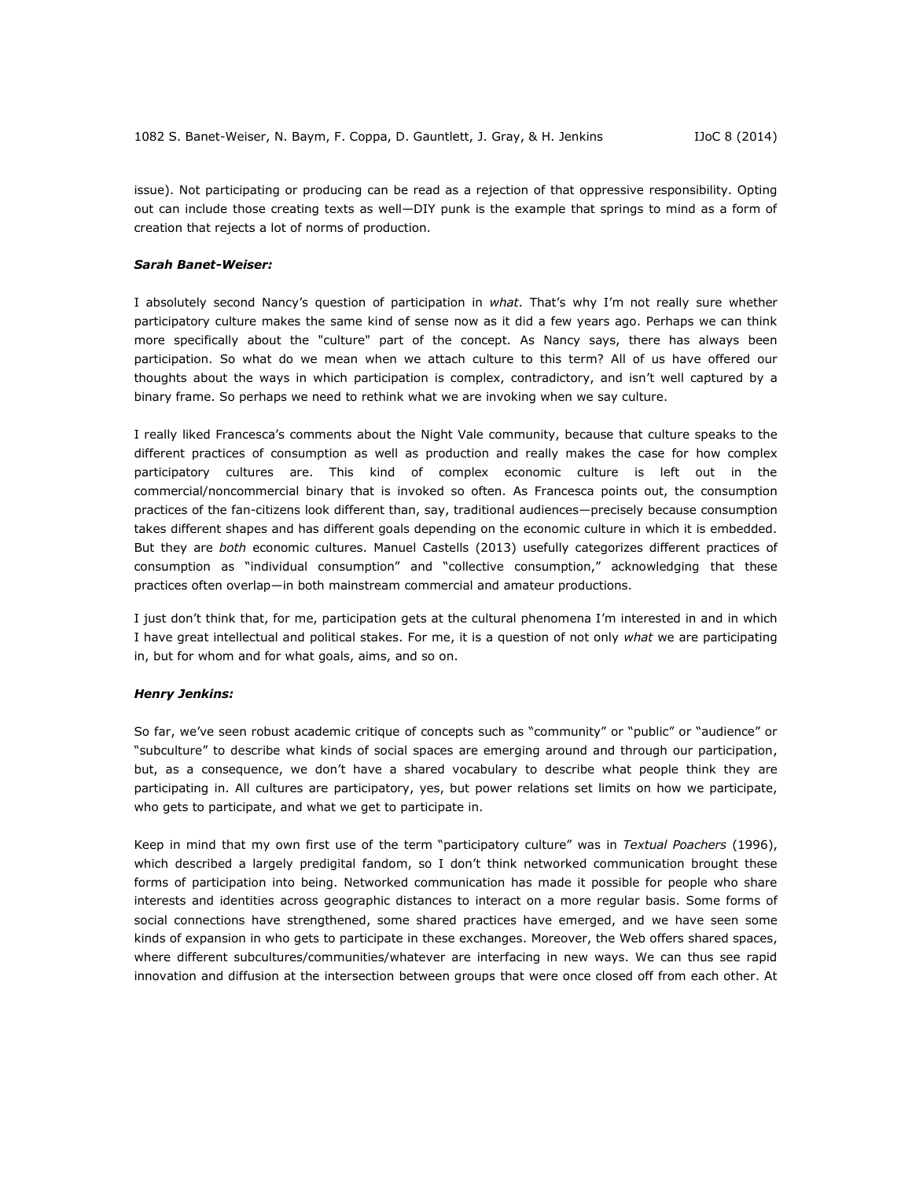issue). Not participating or producing can be read as a rejection of that oppressive responsibility. Opting out can include those creating texts as well—DIY punk is the example that springs to mind as a form of creation that rejects a lot of norms of production.

***Sarah Banet-Weiser:***

I absolutely second Nancy's question of participation in *what*. That's why I'm not really sure whether participatory culture makes the same kind of sense now as it did a few years ago. Perhaps we can think more specifically about the "culture" part of the concept. As Nancy says, there has always been participation. So what do we mean when we attach culture to this term? All of us have offered our thoughts about the ways in which participation is complex, contradictory, and isn't well captured by a binary frame. So perhaps we need to rethink what we are invoking when we say culture.

I really liked Francesca's comments about the Night Vale community, because that culture speaks to the different practices of consumption as well as production and really makes the case for how complex participatory cultures are. This kind of complex economic culture is left out in the commercial/noncommercial binary that is invoked so often. As Francesca points out, the consumption practices of the fan-citizens look different than, say, traditional audiences—precisely because consumption takes different shapes and has different goals depending on the economic culture in which it is embedded. But they are *both* economic cultures. Manuel Castells (2013) usefully categorizes different practices of consumption as "individual consumption" and "collective consumption," acknowledging that these practices often overlap—in both mainstream commercial and amateur productions.

I just don't think that, for me, participation gets at the cultural phenomena I'm interested in and in which I have great intellectual and political stakes. For me, it is a question of not only *what* we are participating in, but for whom and for what goals, aims, and so on.

***Henry Jenkins:***

So far, we've seen robust academic critique of concepts such as "community" or "public" or "audience" or "subculture" to describe what kinds of social spaces are emerging around and through our participation, but, as a consequence, we don't have a shared vocabulary to describe what people think they are participating in. All cultures are participatory, yes, but power relations set limits on how we participate, who gets to participate, and what we get to participate in.

Keep in mind that my own first use of the term "participatory culture" was in *Textual Poachers* (1996), which described a largely predigital fandom, so I don't think networked communication brought these forms of participation into being. Networked communication has made it possible for people who share interests and identities across geographic distances to interact on a more regular basis. Some forms of social connections have strengthened, some shared practices have emerged, and we have seen some kinds of expansion in who gets to participate in these exchanges. Moreover, the Web offers shared spaces, where different subcultures/communities/whatever are interfacing in new ways. We can thus see rapid innovation and diffusion at the intersection between groups that were once closed off from each other. At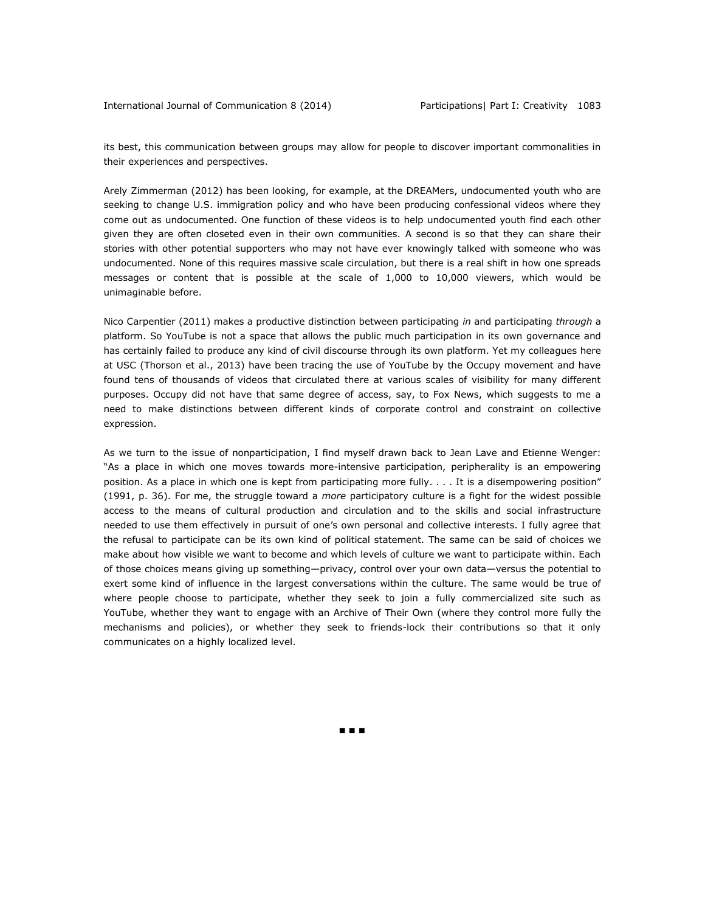its best, this communication between groups may allow for people to discover important commonalities in their experiences and perspectives.

Arely Zimmerman (2012) has been looking, for example, at the DREAMers, undocumented youth who are seeking to change U.S. immigration policy and who have been producing confessional videos where they come out as undocumented. One function of these videos is to help undocumented youth find each other given they are often closeted even in their own communities. A second is so that they can share their stories with other potential supporters who may not have ever knowingly talked with someone who was undocumented. None of this requires massive scale circulation, but there is a real shift in how one spreads messages or content that is possible at the scale of 1,000 to 10,000 viewers, which would be unimaginable before.

Nico Carpentier (2011) makes a productive distinction between participating *in* and participating *through* a platform. So YouTube is not a space that allows the public much participation in its own governance and has certainly failed to produce any kind of civil discourse through its own platform. Yet my colleagues here at USC (Thorson et al., 2013) have been tracing the use of YouTube by the Occupy movement and have found tens of thousands of videos that circulated there at various scales of visibility for many different purposes. Occupy did not have that same degree of access, say, to Fox News, which suggests to me a need to make distinctions between different kinds of corporate control and constraint on collective expression.

As we turn to the issue of nonparticipation, I find myself drawn back to Jean Lave and Etienne Wenger: "As a place in which one moves towards more-intensive participation, peripherality is an empowering position. As a place in which one is kept from participating more fully. . . . It is a disempowering position" (1991, p. 36). For me, the struggle toward a *more* participatory culture is a fight for the widest possible access to the means of cultural production and circulation and to the skills and social infrastructure needed to use them effectively in pursuit of one's own personal and collective interests. I fully agree that the refusal to participate can be its own kind of political statement. The same can be said of choices we make about how visible we want to become and which levels of culture we want to participate within. Each of those choices means giving up something—privacy, control over your own data—versus the potential to exert some kind of influence in the largest conversations within the culture. The same would be true of where people choose to participate, whether they seek to join a fully commercialized site such as YouTube, whether they want to engage with an Archive of Their Own (where they control more fully the mechanisms and policies), or whether they seek to friends-lock their contributions so that it only communicates on a highly localized level.

■ ■ ■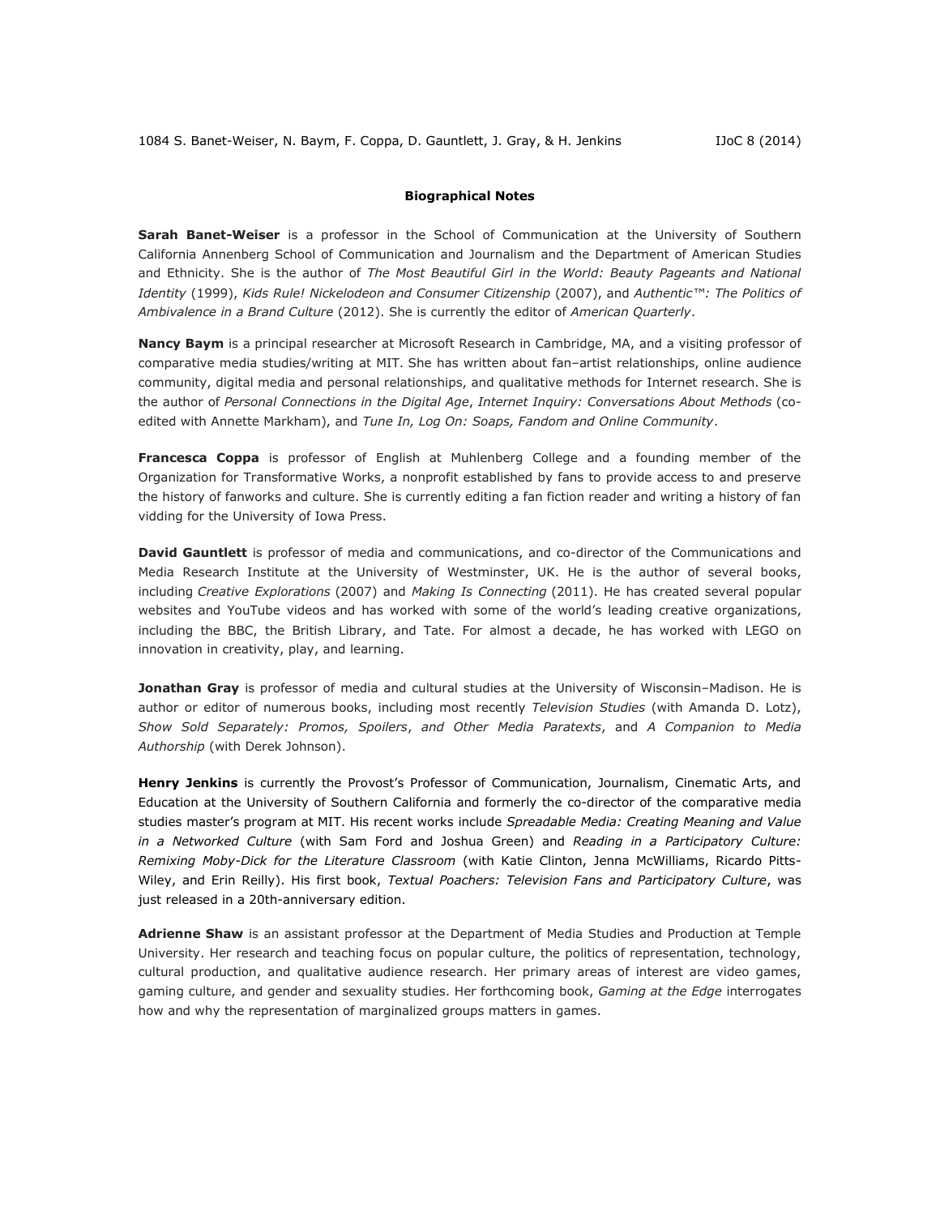**Biographical Notes**

**Sarah Banet-Weiser** is a professor in the School of Communication at the University of Southern California Annenberg School of Communication and Journalism and the Department of American Studies and Ethnicity. She is the author of *The Most Beautiful Girl in the World: Beauty Pageants and National Identity* (1999), *Kids Rule! Nickelodeon and Consumer Citizenship* (2007), and *Authentic™: The Politics of Ambivalence in a Brand Culture* (2012). She is currently the editor of *American Quarterly*.

**Nancy Baym** is a principal researcher at Microsoft Research in Cambridge, MA, and a visiting professor of comparative media studies/writing at MIT. She has written about fan–artist relationships, online audience community, digital media and personal relationships, and qualitative methods for Internet research. She is the author of *Personal Connections in the Digital Age*, *Internet Inquiry: Conversations About Methods* (co-edited with Annette Markham), and *Tune In, Log On: Soaps, Fandom and Online Community*.

**Francesca Coppa** is professor of English at Muhlenberg College and a founding member of the Organization for Transformative Works, a nonprofit established by fans to provide access to and preserve the history of fanworks and culture. She is currently editing a fan fiction reader and writing a history of fan vidding for the University of Iowa Press.

**David Gauntlett** is professor of media and communications, and co-director of the Communications and Media Research Institute at the University of Westminster, UK. He is the author of several books, including *Creative Explorations* (2007) and *Making Is Connecting* (2011). He has created several popular websites and YouTube videos and has worked with some of the world's leading creative organizations, including the BBC, the British Library, and Tate. For almost a decade, he has worked with LEGO on innovation in creativity, play, and learning.

**Jonathan Gray** is professor of media and cultural studies at the University of Wisconsin–Madison. He is author or editor of numerous books, including most recently *Television Studies* (with Amanda D. Lotz), *Show Sold Separately: Promos, Spoilers, and Other Media Paratexts*, and *A Companion to Media Authorship* (with Derek Johnson).

**Henry Jenkins** is currently the Provost's Professor of Communication, Journalism, Cinematic Arts, and Education at the University of Southern California and formerly the co-director of the comparative media studies master's program at MIT. His recent works include *Spreadable Media: Creating Meaning and Value in a Networked Culture* (with Sam Ford and Joshua Green) and *Reading in a Participatory Culture: Remixing Moby-Dick for the Literature Classroom* (with Katie Clinton, Jenna McWilliams, Ricardo Pitts-Wiley, and Erin Reilly). His first book, *Textual Poachers: Television Fans and Participatory Culture*, was just released in a 20th-anniversary edition.

**Adrienne Shaw** is an assistant professor at the Department of Media Studies and Production at Temple University. Her research and teaching focus on popular culture, the politics of representation, technology, cultural production, and qualitative audience research. Her primary areas of interest are video games, gaming culture, and gender and sexuality studies. Her forthcoming book, *Gaming at the Edge* interrogates how and why the representation of marginalized groups matters in games.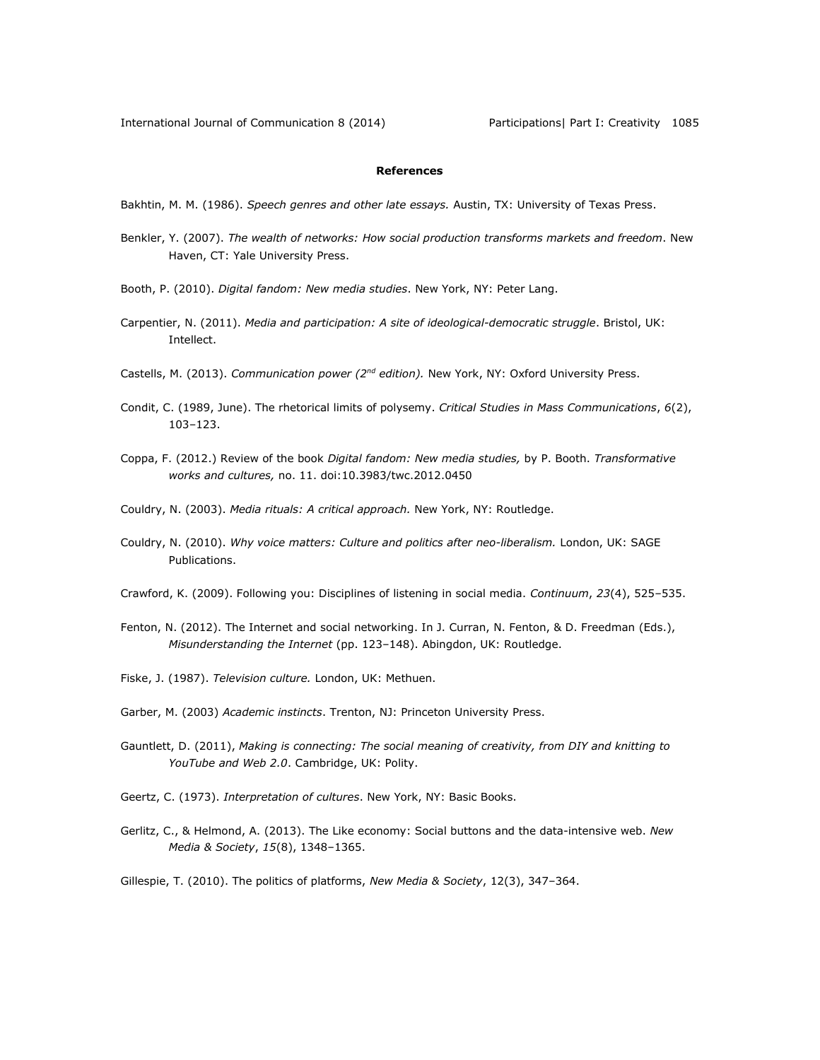**References**

Bakhtin, M. M. (1986). *Speech genres and other late essays.* Austin, TX: University of Texas Press.

Benkler, Y. (2007). *The wealth of networks: How social production transforms markets and freedom*. New Haven, CT: Yale University Press.

Booth, P. (2010). *Digital fandom: New media studies*. New York, NY: Peter Lang.

Carpentier, N. (2011). *Media and participation: A site of ideological-democratic struggle*. Bristol, UK: Intellect.

Castells, M. (2013). *Communication power (2nd edition).* New York, NY: Oxford University Press.

Condit, C. (1989, June). The rhetorical limits of polysemy. *Critical Studies in Mass Communications*, *6*(2), 103–123.

Coppa, F. (2012.) Review of the book *Digital fandom: New media studies,* by P. Booth. *Transformative works and cultures,* no. 11. doi:10.3983/twc.2012.0450

Couldry, N. (2003). *Media rituals: A critical approach.* New York, NY: Routledge.

Couldry, N. (2010). *Why voice matters: Culture and politics after neo-liberalism.* London, UK: SAGE Publications.

Crawford, K. (2009). Following you: Disciplines of listening in social media. *Continuum*, *23*(4), 525–535.

Fenton, N. (2012). The Internet and social networking. In J. Curran, N. Fenton, & D. Freedman (Eds.), *Misunderstanding the Internet* (pp. 123–148). Abingdon, UK: Routledge.

Fiske, J. (1987). *Television culture.* London, UK: Methuen.

Garber, M. (2003) *Academic instincts*. Trenton, NJ: Princeton University Press.

Gauntlett, D. (2011), *Making is connecting: The social meaning of creativity, from DIY and knitting to YouTube and Web 2.0*. Cambridge, UK: Polity.

Geertz, C. (1973). *Interpretation of cultures*. New York, NY: Basic Books.

Gerlitz, C., & Helmond, A. (2013). The Like economy: Social buttons and the data-intensive web. *New Media & Society*, *15*(8), 1348–1365.

Gillespie, T. (2010). The politics of platforms, *New Media & Society*, 12(3), 347–364.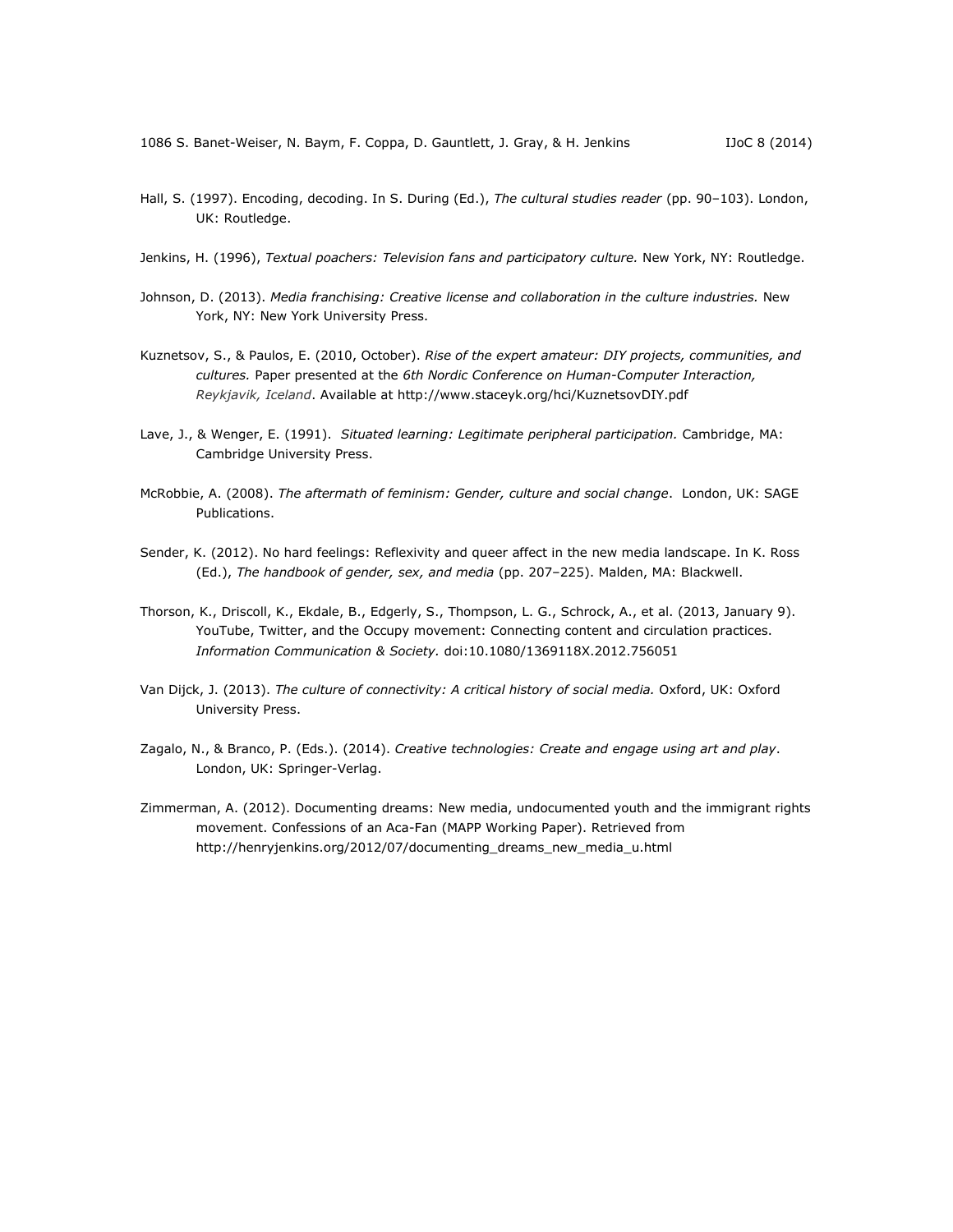Hall, S. (1997). Encoding, decoding. In S. During (Ed.), *The cultural studies reader* (pp. 90–103). London, UK: Routledge.

Jenkins, H. (1996), *Textual poachers: Television fans and participatory culture.* New York, NY: Routledge.

Johnson, D. (2013). *Media franchising: Creative license and collaboration in the culture industries.* New York, NY: New York University Press.

Kuznetsov, S., & Paulos, E. (2010, October). *Rise of the expert amateur: DIY projects, communities, and cultures.* Paper presented at the *6th Nordic Conference on Human-Computer Interaction, Reykjavik, Iceland*. Available at http://www.staceyk.org/hci/KuznetsovDIY.pdf

Lave, J., & Wenger, E. (1991). *Situated learning: Legitimate peripheral participation.* Cambridge, MA: Cambridge University Press.

McRobbie, A. (2008). *The aftermath of feminism: Gender, culture and social change*. London, UK: SAGE Publications.

Sender, K. (2012). No hard feelings: Reflexivity and queer affect in the new media landscape. In K. Ross (Ed.), *The handbook of gender, sex, and media* (pp. 207–225). Malden, MA: Blackwell.

Thorson, K., Driscoll, K., Ekdale, B., Edgerly, S., Thompson, L. G., Schrock, A., et al. (2013, January 9). YouTube, Twitter, and the Occupy movement: Connecting content and circulation practices. *Information Communication & Society.* doi:10.1080/1369118X.2012.756051

Van Dijck, J. (2013). *The culture of connectivity: A critical history of social media.* Oxford, UK: Oxford University Press.

Zagalo, N., & Branco, P. (Eds.). (2014). *Creative technologies: Create and engage using art and play*. London, UK: Springer-Verlag.

Zimmerman, A. (2012). Documenting dreams: New media, undocumented youth and the immigrant rights movement. Confessions of an Aca-Fan (MAPP Working Paper). Retrieved from http://henryjenkins.org/2012/07/documenting_dreams_new_media_u.html